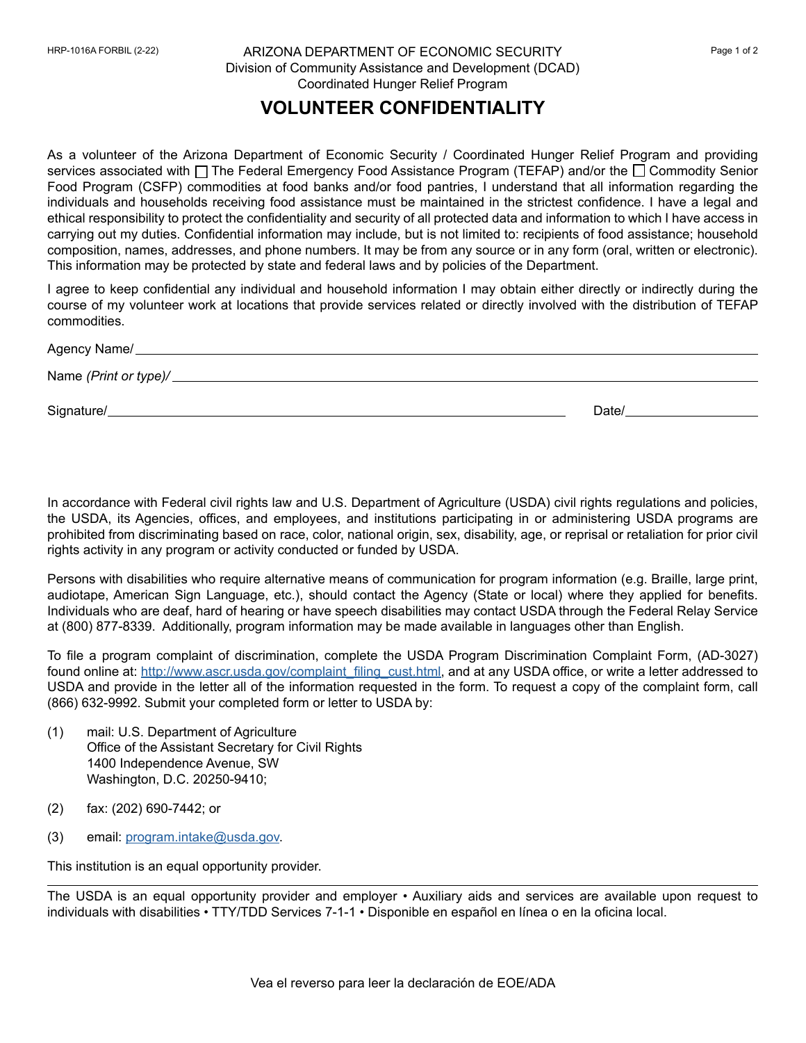HRP-1016A FORBIL (2-22)

ARIZONA DEPARTMENT OF ECONOMIC SECURITY
Division of Community Assistance and Development (DCAD)
Coordinated Hunger Relief Program

# VOLUNTEER CONFIDENTIALITY

As a volunteer of the Arizona Department of Economic Security / Coordinated Hunger Relief Program and providing services associated with ☐ The Federal Emergency Food Assistance Program (TEFAP) and/or the ☐ Commodity Senior Food Program (CSFP) commodities at food banks and/or food pantries, I understand that all information regarding the individuals and households receiving food assistance must be maintained in the strictest confidence. I have a legal and ethical responsibility to protect the confidentiality and security of all protected data and information to which I have access in carrying out my duties. Confidential information may include, but is not limited to: recipients of food assistance; household composition, names, addresses, and phone numbers. It may be from any source or in any form (oral, written or electronic). This information may be protected by state and federal laws and by policies of the Department.

I agree to keep confidential any individual and household information I may obtain either directly or indirectly during the course of my volunteer work at locations that provide services related or directly involved with the distribution of TEFAP commodities.

Agency Name/ ______________________________

Name *(Print or type)/* ______________________________

Signature/ ______________________________ Date/ ______________

In accordance with Federal civil rights law and U.S. Department of Agriculture (USDA) civil rights regulations and policies, the USDA, its Agencies, offices, and employees, and institutions participating in or administering USDA programs are prohibited from discriminating based on race, color, national origin, sex, disability, age, or reprisal or retaliation for prior civil rights activity in any program or activity conducted or funded by USDA.

Persons with disabilities who require alternative means of communication for program information (e.g. Braille, large print, audiotape, American Sign Language, etc.), should contact the Agency (State or local) where they applied for benefits. Individuals who are deaf, hard of hearing or have speech disabilities may contact USDA through the Federal Relay Service at (800) 877-8339. Additionally, program information may be made available in languages other than English.

To file a program complaint of discrimination, complete the USDA Program Discrimination Complaint Form, (AD-3027) found online at: http://www.ascr.usda.gov/complaint_filing_cust.html, and at any USDA office, or write a letter addressed to USDA and provide in the letter all of the information requested in the form. To request a copy of the complaint form, call (866) 632-9992. Submit your completed form or letter to USDA by:

(1) mail: U.S. Department of Agriculture
Office of the Assistant Secretary for Civil Rights
1400 Independence Avenue, SW
Washington, D.C. 20250-9410;

(2) fax: (202) 690-7442; or

(3) email: program.intake@usda.gov.

This institution is an equal opportunity provider.

The USDA is an equal opportunity provider and employer • Auxiliary aids and services are available upon request to individuals with disabilities • TTY/TDD Services 7-1-1 • Disponible en español en línea o en la oficina local.

Vea el reverso para leer la declaración de EOE/ADA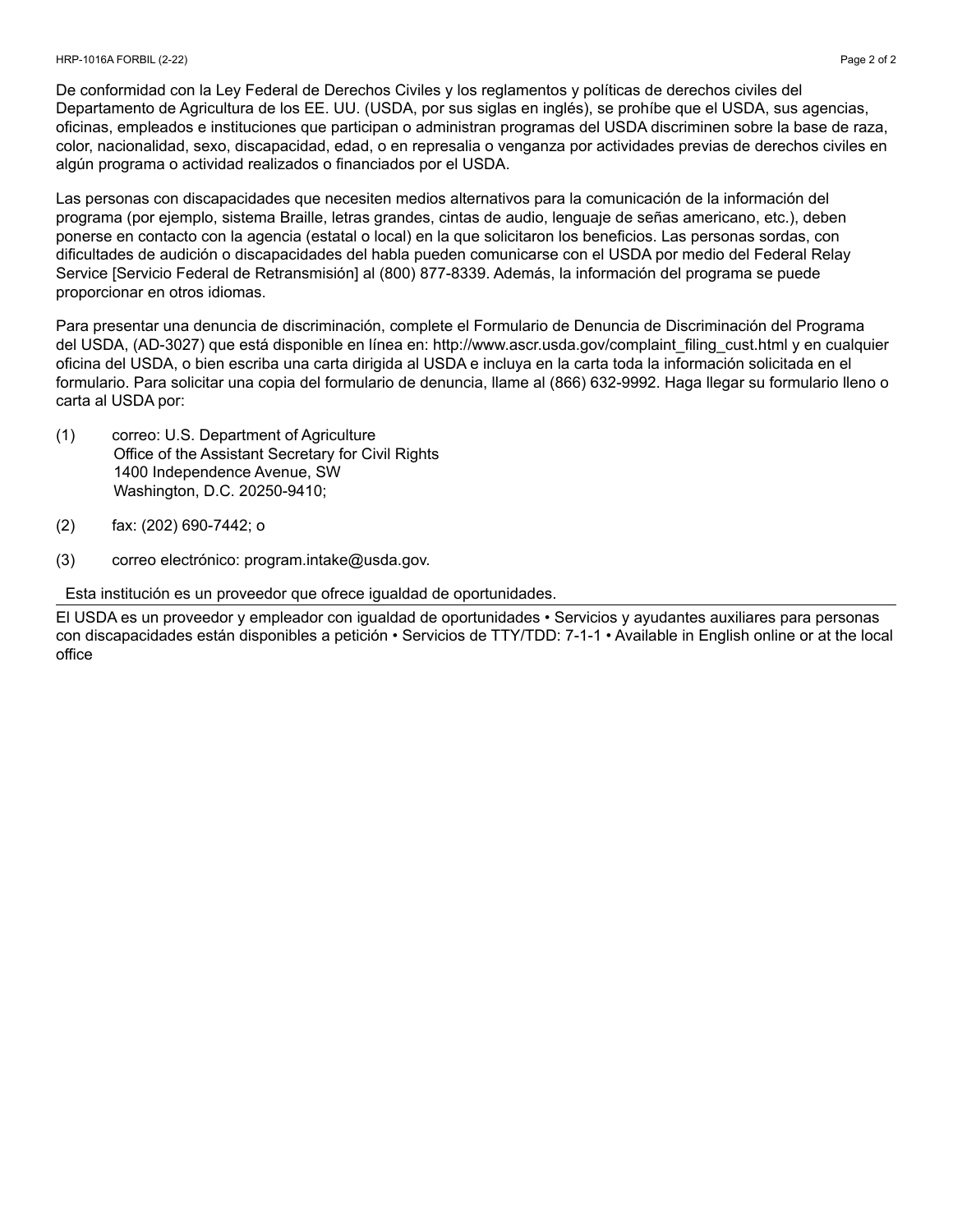De conformidad con la Ley Federal de Derechos Civiles y los reglamentos y políticas de derechos civiles del Departamento de Agricultura de los EE. UU. (USDA, por sus siglas en inglés), se prohíbe que el USDA, sus agencias, oficinas, empleados e instituciones que participan o administran programas del USDA discriminen sobre la base de raza, color, nacionalidad, sexo, discapacidad, edad, o en represalia o venganza por actividades previas de derechos civiles en algún programa o actividad realizados o financiados por el USDA.

Las personas con discapacidades que necesiten medios alternativos para la comunicación de la información del programa (por ejemplo, sistema Braille, letras grandes, cintas de audio, lenguaje de señas americano, etc.), deben ponerse en contacto con la agencia (estatal o local) en la que solicitaron los beneficios. Las personas sordas, con dificultades de audición o discapacidades del habla pueden comunicarse con el USDA por medio del Federal Relay Service [Servicio Federal de Retransmisión] al (800) 877-8339. Además, la información del programa se puede proporcionar en otros idiomas.

Para presentar una denuncia de discriminación, complete el Formulario de Denuncia de Discriminación del Programa del USDA, (AD-3027) que está disponible en línea en: http://www.ascr.usda.gov/complaint_filing_cust.html y en cualquier oficina del USDA, o bien escriba una carta dirigida al USDA e incluya en la carta toda la información solicitada en el formulario. Para solicitar una copia del formulario de denuncia, llame al (866) 632-9992. Haga llegar su formulario lleno o carta al USDA por:

(1) correo: U.S. Department of Agriculture
Office of the Assistant Secretary for Civil Rights
1400 Independence Avenue, SW
Washington, D.C. 20250-9410;

(2) fax: (202) 690-7442; o

(3) correo electrónico: program.intake@usda.gov.

Esta institución es un proveedor que ofrece igualdad de oportunidades.

El USDA es un proveedor y empleador con igualdad de oportunidades • Servicios y ayudantes auxiliares para personas con discapacidades están disponibles a petición • Servicios de TTY/TDD: 7-1-1 • Available in English online or at the local office